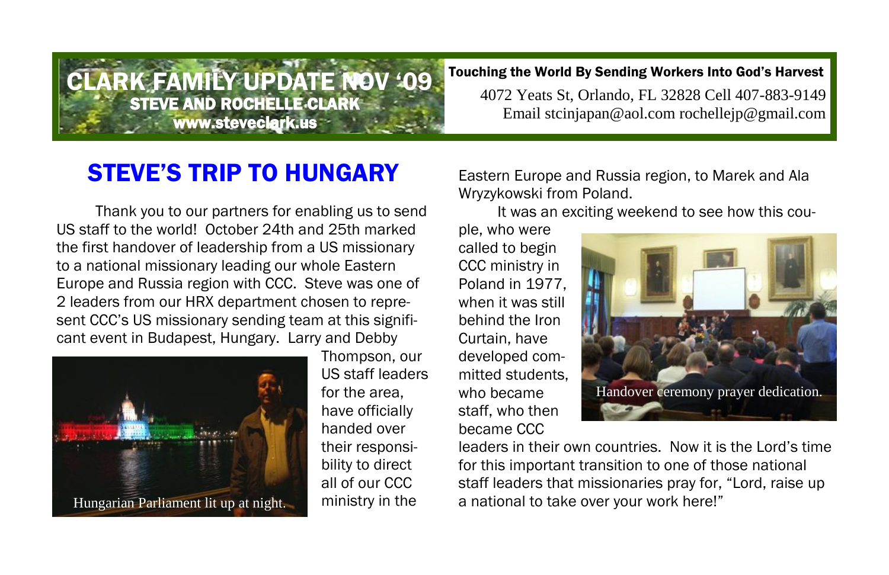# CLARK FAMILY UPDATE NOV '09

**STEVE AND ROCHELLE CLARK**

**www.steveclark.us**

**Touching the World By Sending Workers Into God's Harvest**

4072 Yeats St, Orlando, FL 32828 Cell 407-883-9149
Email stcinjapan@aol.com rochellejp@gmail.com

## STEVE'S TRIP TO HUNGARY

Thank you to our partners for enabling us to send US staff to the world! October 24th and 25th marked the first handover of leadership from a US missionary to a national missionary leading our whole Eastern Europe and Russia region with CCC. Steve was one of 2 leaders from our HRX department chosen to represent CCC's US missionary sending team at this significant event in Budapest, Hungary. Larry and Debby Thompson, our US staff leaders for the area, have officially handed over their responsibility to direct all of our CCC ministry in the Eastern Europe and Russia region, to Marek and Ala Wryzykowski from Poland.

Hungarian Parliament lit up at night.

It was an exciting weekend to see how this couple, who were called to begin CCC ministry in Poland in 1977, when it was still behind the Iron Curtain, have developed committed students, who became staff, who then became CCC leaders in their own countries. Now it is the Lord's time for this important transition to one of those national staff leaders that missionaries pray for, "Lord, raise up a national to take over your work here!"

Handover ceremony prayer dedication.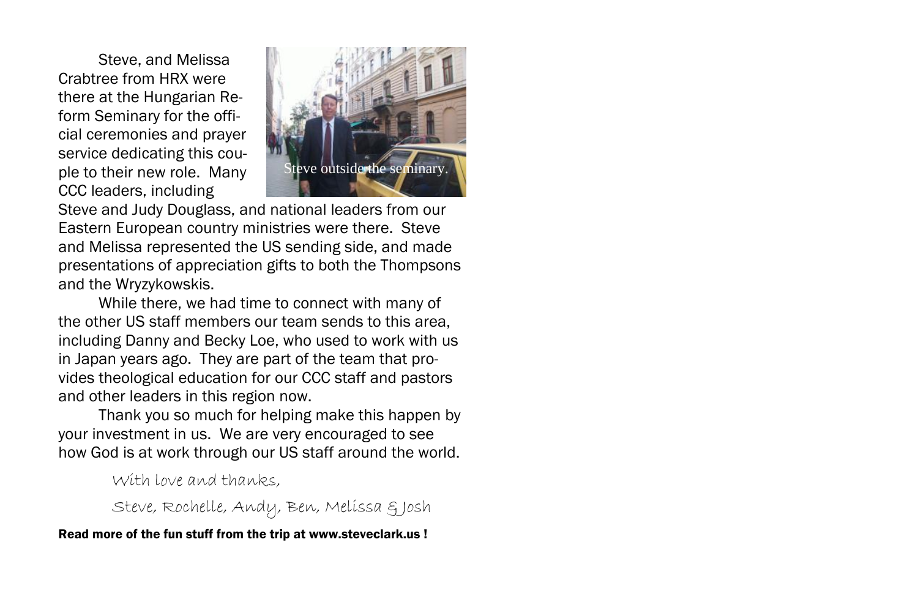Steve, and Melissa Crabtree from HRX were there at the Hungarian Reform Seminary for the official ceremonies and prayer service dedicating this couple to their new role. Many CCC leaders, including Steve and Judy Douglass, and national leaders from our Eastern European country ministries were there. Steve and Melissa represented the US sending side, and made presentations of appreciation gifts to both the Thompsons and the Wryzykowskis.

Steve outside the seminary.

While there, we had time to connect with many of the other US staff members our team sends to this area, including Danny and Becky Loe, who used to work with us in Japan years ago. They are part of the team that provides theological education for our CCC staff and pastors and other leaders in this region now.

Thank you so much for helping make this happen by your investment in us. We are very encouraged to see how God is at work through our US staff around the world.

With love and thanks,

Steve, Rochelle, Andy, Ben, Melissa & Josh

**Read more of the fun stuff from the trip at www.steveclark.us !**